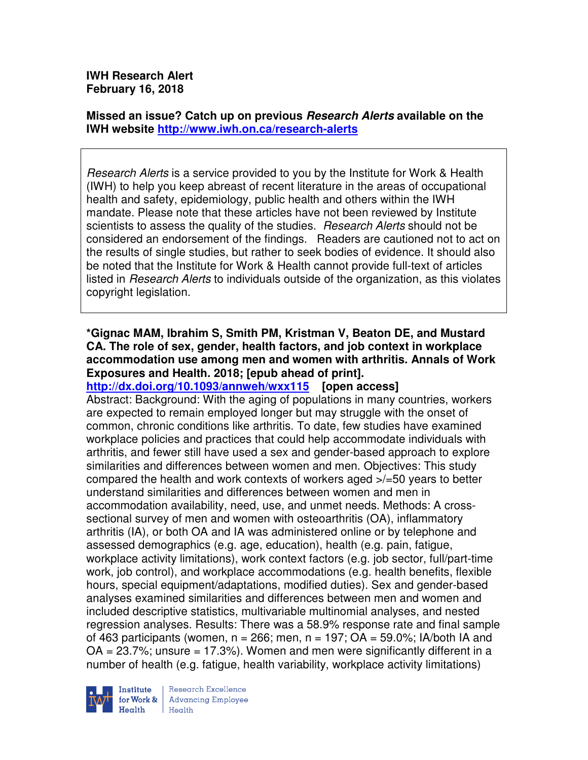**IWH Research Alert**
**February 16, 2018**

**Missed an issue? Catch up on previous *Research Alerts* available on the IWH website [http://www.iwh.on.ca/research-alerts](http://www.iwh.on.ca/research-alerts)**

> *Research Alerts* is a service provided to you by the Institute for Work & Health (IWH) to help you keep abreast of recent literature in the areas of occupational health and safety, epidemiology, public health and others within the IWH mandate. Please note that these articles have not been reviewed by Institute scientists to assess the quality of the studies. *Research Alerts* should not be considered an endorsement of the findings. Readers are cautioned not to act on the results of single studies, but rather to seek bodies of evidence. It should also be noted that the Institute for Work & Health cannot provide full-text of articles listed in *Research Alerts* to individuals outside of the organization, as this violates copyright legislation.

**\*Gignac MAM, Ibrahim S, Smith PM, Kristman V, Beaton DE, and Mustard CA. The role of sex, gender, health factors, and job context in workplace accommodation use among men and women with arthritis. Annals of Work Exposures and Health. 2018; [epub ahead of print].**
**[http://dx.doi.org/10.1093/annweh/wxx115](http://dx.doi.org/10.1093/annweh/wxx115) [open access]**
Abstract: Background: With the aging of populations in many countries, workers are expected to remain employed longer but may struggle with the onset of common, chronic conditions like arthritis. To date, few studies have examined workplace policies and practices that could help accommodate individuals with arthritis, and fewer still have used a sex and gender-based approach to explore similarities and differences between women and men. Objectives: This study compared the health and work contexts of workers aged >/=50 years to better understand similarities and differences between women and men in accommodation availability, need, use, and unmet needs. Methods: A cross-sectional survey of men and women with osteoarthritis (OA), inflammatory arthritis (IA), or both OA and IA was administered online or by telephone and assessed demographics (e.g. age, education), health (e.g. pain, fatigue, workplace activity limitations), work context factors (e.g. job sector, full/part-time work, job control), and workplace accommodations (e.g. health benefits, flexible hours, special equipment/adaptations, modified duties). Sex and gender-based analyses examined similarities and differences between men and women and included descriptive statistics, multivariable multinomial analyses, and nested regression analyses. Results: There was a 58.9% response rate and final sample of 463 participants (women, n = 266; men, n = 197; OA = 59.0%; IA/both IA and OA = 23.7%; unsure = 17.3%). Women and men were significantly different in a number of health (e.g. fatigue, health variability, workplace activity limitations)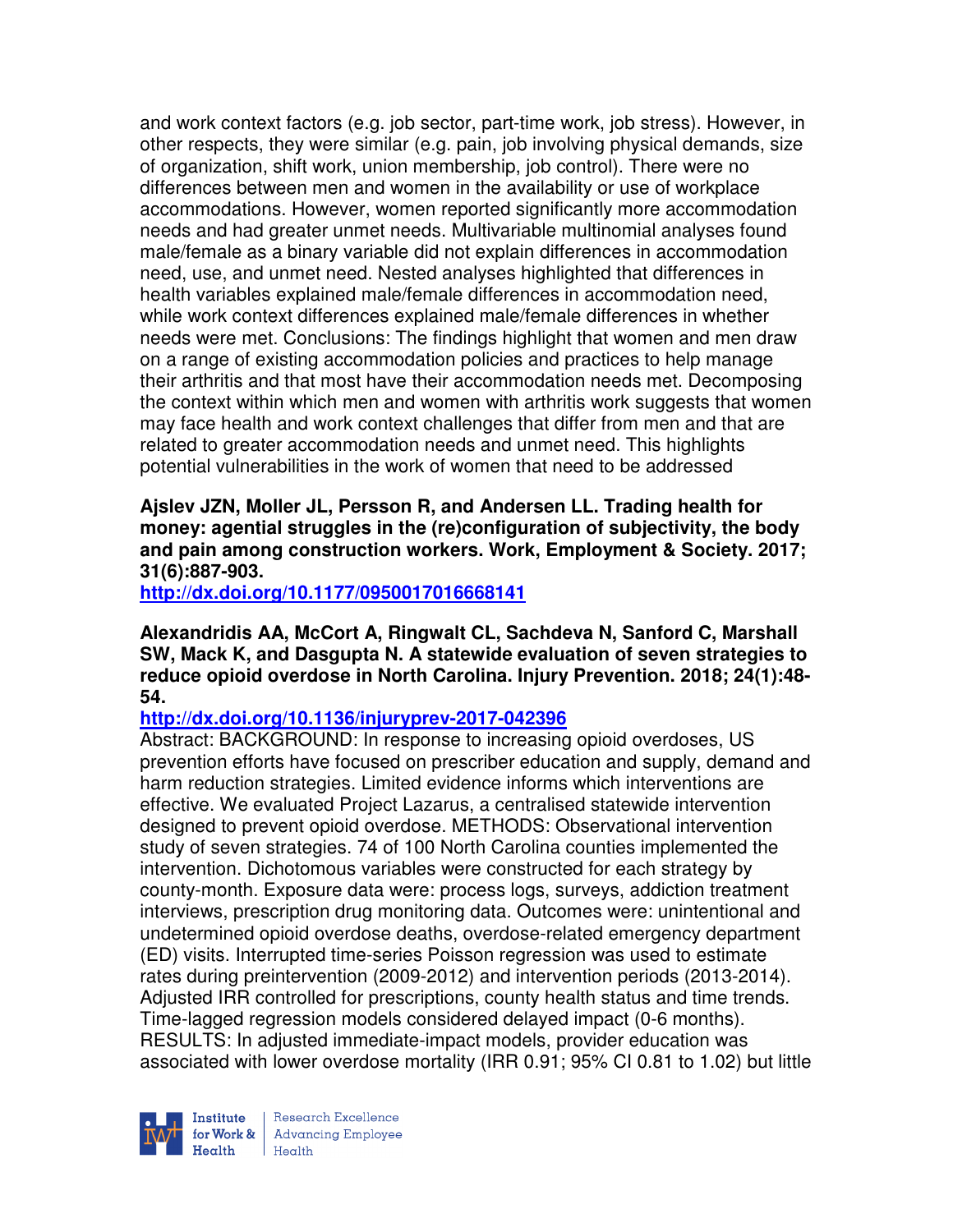and work context factors (e.g. job sector, part-time work, job stress). However, in other respects, they were similar (e.g. pain, job involving physical demands, size of organization, shift work, union membership, job control). There were no differences between men and women in the availability or use of workplace accommodations. However, women reported significantly more accommodation needs and had greater unmet needs. Multivariable multinomial analyses found male/female as a binary variable did not explain differences in accommodation need, use, and unmet need. Nested analyses highlighted that differences in health variables explained male/female differences in accommodation need, while work context differences explained male/female differences in whether needs were met. Conclusions: The findings highlight that women and men draw on a range of existing accommodation policies and practices to help manage their arthritis and that most have their accommodation needs met. Decomposing the context within which men and women with arthritis work suggests that women may face health and work context challenges that differ from men and that are related to greater accommodation needs and unmet need. This highlights potential vulnerabilities in the work of women that need to be addressed

**Ajslev JZN, Moller JL, Persson R, and Andersen LL. Trading health for money: agential struggles in the (re)configuration of subjectivity, the body and pain among construction workers. Work, Employment & Society. 2017; 31(6):887-903.**

**http://dx.doi.org/10.1177/0950017016668141**

**Alexandridis AA, McCort A, Ringwalt CL, Sachdeva N, Sanford C, Marshall SW, Mack K, and Dasgupta N. A statewide evaluation of seven strategies to reduce opioid overdose in North Carolina. Injury Prevention. 2018; 24(1):48-54.**

**http://dx.doi.org/10.1136/injuryprev-2017-042396**

Abstract: BACKGROUND: In response to increasing opioid overdoses, US prevention efforts have focused on prescriber education and supply, demand and harm reduction strategies. Limited evidence informs which interventions are effective. We evaluated Project Lazarus, a centralised statewide intervention designed to prevent opioid overdose. METHODS: Observational intervention study of seven strategies. 74 of 100 North Carolina counties implemented the intervention. Dichotomous variables were constructed for each strategy by county-month. Exposure data were: process logs, surveys, addiction treatment interviews, prescription drug monitoring data. Outcomes were: unintentional and undetermined opioid overdose deaths, overdose-related emergency department (ED) visits. Interrupted time-series Poisson regression was used to estimate rates during preintervention (2009-2012) and intervention periods (2013-2014). Adjusted IRR controlled for prescriptions, county health status and time trends. Time-lagged regression models considered delayed impact (0-6 months). RESULTS: In adjusted immediate-impact models, provider education was associated with lower overdose mortality (IRR 0.91; 95% CI 0.81 to 1.02) but little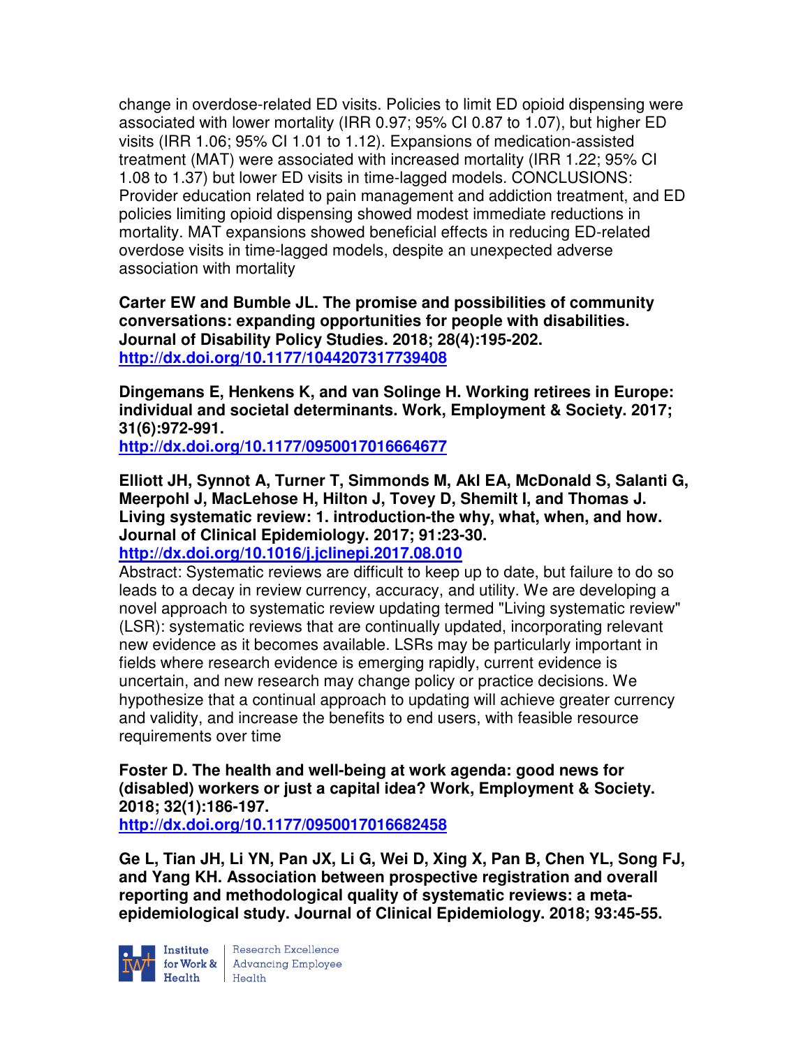change in overdose-related ED visits. Policies to limit ED opioid dispensing were associated with lower mortality (IRR 0.97; 95% CI 0.87 to 1.07), but higher ED visits (IRR 1.06; 95% CI 1.01 to 1.12). Expansions of medication-assisted treatment (MAT) were associated with increased mortality (IRR 1.22; 95% CI 1.08 to 1.37) but lower ED visits in time-lagged models. CONCLUSIONS: Provider education related to pain management and addiction treatment, and ED policies limiting opioid dispensing showed modest immediate reductions in mortality. MAT expansions showed beneficial effects in reducing ED-related overdose visits in time-lagged models, despite an unexpected adverse association with mortality

**Carter EW and Bumble JL. The promise and possibilities of community conversations: expanding opportunities for people with disabilities. Journal of Disability Policy Studies. 2018; 28(4):195-202.**
**http://dx.doi.org/10.1177/1044207317739408**

**Dingemans E, Henkens K, and van Solinge H. Working retirees in Europe: individual and societal determinants. Work, Employment & Society. 2017; 31(6):972-991.**
**http://dx.doi.org/10.1177/0950017016664677**

**Elliott JH, Synnot A, Turner T, Simmonds M, Akl EA, McDonald S, Salanti G, Meerpohl J, MacLehose H, Hilton J, Tovey D, Shemilt I, and Thomas J. Living systematic review: 1. introduction-the why, what, when, and how. Journal of Clinical Epidemiology. 2017; 91:23-30.**
**http://dx.doi.org/10.1016/j.jclinepi.2017.08.010**
Abstract: Systematic reviews are difficult to keep up to date, but failure to do so leads to a decay in review currency, accuracy, and utility. We are developing a novel approach to systematic review updating termed "Living systematic review" (LSR): systematic reviews that are continually updated, incorporating relevant new evidence as it becomes available. LSRs may be particularly important in fields where research evidence is emerging rapidly, current evidence is uncertain, and new research may change policy or practice decisions. We hypothesize that a continual approach to updating will achieve greater currency and validity, and increase the benefits to end users, with feasible resource requirements over time

**Foster D. The health and well-being at work agenda: good news for (disabled) workers or just a capital idea? Work, Employment & Society. 2018; 32(1):186-197.**
**http://dx.doi.org/10.1177/0950017016682458**

**Ge L, Tian JH, Li YN, Pan JX, Li G, Wei D, Xing X, Pan B, Chen YL, Song FJ, and Yang KH. Association between prospective registration and overall reporting and methodological quality of systematic reviews: a meta-epidemiological study. Journal of Clinical Epidemiology. 2018; 93:45-55.**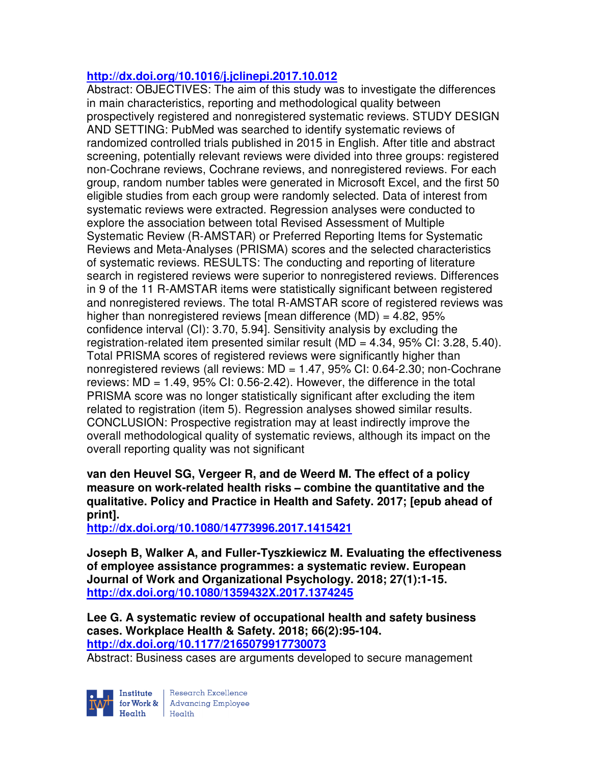http://dx.doi.org/10.1016/j.jclinepi.2017.10.012

Abstract: OBJECTIVES: The aim of this study was to investigate the differences in main characteristics, reporting and methodological quality between prospectively registered and nonregistered systematic reviews. STUDY DESIGN AND SETTING: PubMed was searched to identify systematic reviews of randomized controlled trials published in 2015 in English. After title and abstract screening, potentially relevant reviews were divided into three groups: registered non-Cochrane reviews, Cochrane reviews, and nonregistered reviews. For each group, random number tables were generated in Microsoft Excel, and the first 50 eligible studies from each group were randomly selected. Data of interest from systematic reviews were extracted. Regression analyses were conducted to explore the association between total Revised Assessment of Multiple Systematic Review (R-AMSTAR) or Preferred Reporting Items for Systematic Reviews and Meta-Analyses (PRISMA) scores and the selected characteristics of systematic reviews. RESULTS: The conducting and reporting of literature search in registered reviews were superior to nonregistered reviews. Differences in 9 of the 11 R-AMSTAR items were statistically significant between registered and nonregistered reviews. The total R-AMSTAR score of registered reviews was higher than nonregistered reviews [mean difference (MD) = 4.82, 95% confidence interval (CI): 3.70, 5.94]. Sensitivity analysis by excluding the registration-related item presented similar result (MD = 4.34, 95% CI: 3.28, 5.40). Total PRISMA scores of registered reviews were significantly higher than nonregistered reviews (all reviews: MD = 1.47, 95% CI: 0.64-2.30; non-Cochrane reviews: MD = 1.49, 95% CI: 0.56-2.42). However, the difference in the total PRISMA score was no longer statistically significant after excluding the item related to registration (item 5). Regression analyses showed similar results. CONCLUSION: Prospective registration may at least indirectly improve the overall methodological quality of systematic reviews, although its impact on the overall reporting quality was not significant

**van den Heuvel SG, Vergeer R, and de Weerd M. The effect of a policy measure on work-related health risks – combine the quantitative and the qualitative. Policy and Practice in Health and Safety. 2017; [epub ahead of print].**
http://dx.doi.org/10.1080/14773996.2017.1415421

**Joseph B, Walker A, and Fuller-Tyszkiewicz M. Evaluating the effectiveness of employee assistance programmes: a systematic review. European Journal of Work and Organizational Psychology. 2018; 27(1):1-15.**
http://dx.doi.org/10.1080/1359432X.2017.1374245

**Lee G. A systematic review of occupational health and safety business cases. Workplace Health & Safety. 2018; 66(2):95-104.**
http://dx.doi.org/10.1177/2165079917730073

Abstract: Business cases are arguments developed to secure management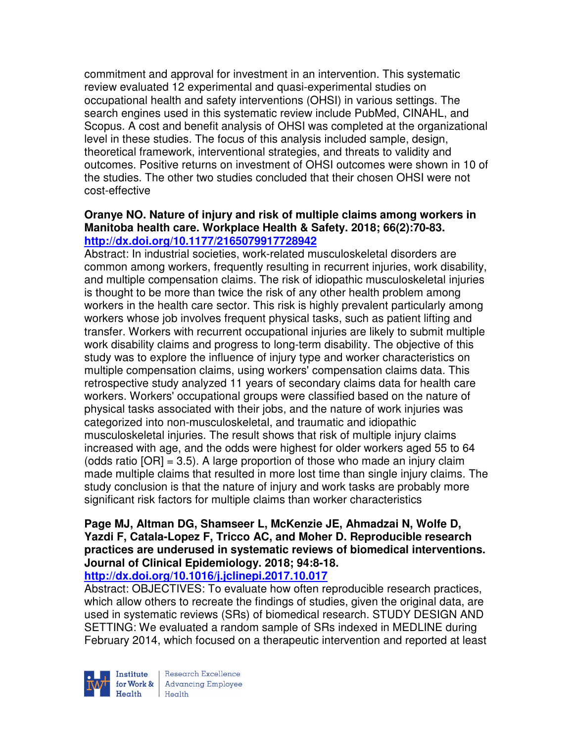commitment and approval for investment in an intervention. This systematic review evaluated 12 experimental and quasi-experimental studies on occupational health and safety interventions (OHSI) in various settings. The search engines used in this systematic review include PubMed, CINAHL, and Scopus. A cost and benefit analysis of OHSI was completed at the organizational level in these studies. The focus of this analysis included sample, design, theoretical framework, interventional strategies, and threats to validity and outcomes. Positive returns on investment of OHSI outcomes were shown in 10 of the studies. The other two studies concluded that their chosen OHSI were not cost-effective

**Oranye NO. Nature of injury and risk of multiple claims among workers in Manitoba health care. Workplace Health & Safety. 2018; 66(2):70-83.**
**http://dx.doi.org/10.1177/2165079917728942**

Abstract: In industrial societies, work-related musculoskeletal disorders are common among workers, frequently resulting in recurrent injuries, work disability, and multiple compensation claims. The risk of idiopathic musculoskeletal injuries is thought to be more than twice the risk of any other health problem among workers in the health care sector. This risk is highly prevalent particularly among workers whose job involves frequent physical tasks, such as patient lifting and transfer. Workers with recurrent occupational injuries are likely to submit multiple work disability claims and progress to long-term disability. The objective of this study was to explore the influence of injury type and worker characteristics on multiple compensation claims, using workers' compensation claims data. This retrospective study analyzed 11 years of secondary claims data for health care workers. Workers' occupational groups were classified based on the nature of physical tasks associated with their jobs, and the nature of work injuries was categorized into non-musculoskeletal, and traumatic and idiopathic musculoskeletal injuries. The result shows that risk of multiple injury claims increased with age, and the odds were highest for older workers aged 55 to 64 (odds ratio [OR] = 3.5). A large proportion of those who made an injury claim made multiple claims that resulted in more lost time than single injury claims. The study conclusion is that the nature of injury and work tasks are probably more significant risk factors for multiple claims than worker characteristics

**Page MJ, Altman DG, Shamseer L, McKenzie JE, Ahmadzai N, Wolfe D, Yazdi F, Catala-Lopez F, Tricco AC, and Moher D. Reproducible research practices are underused in systematic reviews of biomedical interventions. Journal of Clinical Epidemiology. 2018; 94:8-18.**
**http://dx.doi.org/10.1016/j.jclinepi.2017.10.017**

Abstract: OBJECTIVES: To evaluate how often reproducible research practices, which allow others to recreate the findings of studies, given the original data, are used in systematic reviews (SRs) of biomedical research. STUDY DESIGN AND SETTING: We evaluated a random sample of SRs indexed in MEDLINE during February 2014, which focused on a therapeutic intervention and reported at least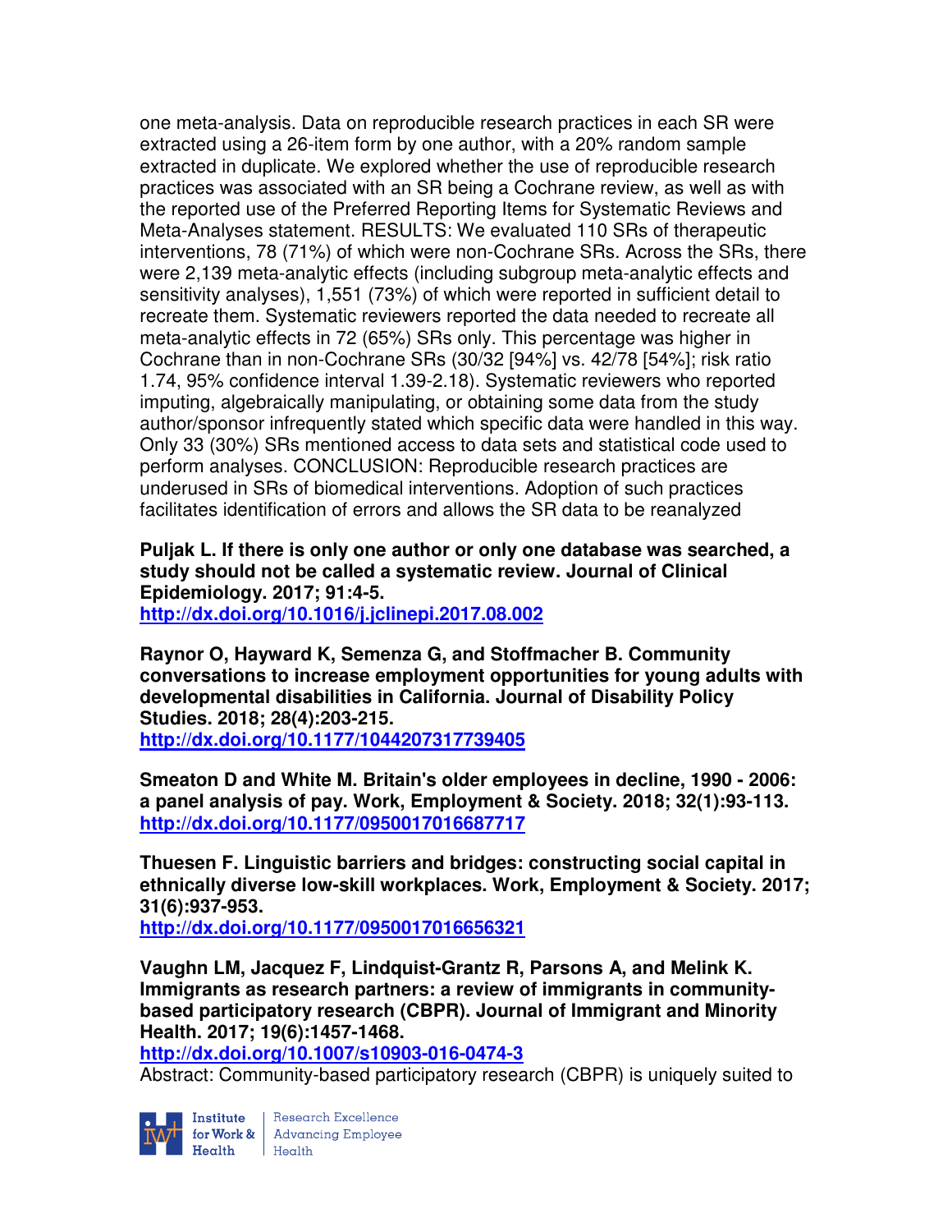one meta-analysis. Data on reproducible research practices in each SR were extracted using a 26-item form by one author, with a 20% random sample extracted in duplicate. We explored whether the use of reproducible research practices was associated with an SR being a Cochrane review, as well as with the reported use of the Preferred Reporting Items for Systematic Reviews and Meta-Analyses statement. RESULTS: We evaluated 110 SRs of therapeutic interventions, 78 (71%) of which were non-Cochrane SRs. Across the SRs, there were 2,139 meta-analytic effects (including subgroup meta-analytic effects and sensitivity analyses), 1,551 (73%) of which were reported in sufficient detail to recreate them. Systematic reviewers reported the data needed to recreate all meta-analytic effects in 72 (65%) SRs only. This percentage was higher in Cochrane than in non-Cochrane SRs (30/32 [94%] vs. 42/78 [54%]; risk ratio 1.74, 95% confidence interval 1.39-2.18). Systematic reviewers who reported imputing, algebraically manipulating, or obtaining some data from the study author/sponsor infrequently stated which specific data were handled in this way. Only 33 (30%) SRs mentioned access to data sets and statistical code used to perform analyses. CONCLUSION: Reproducible research practices are underused in SRs of biomedical interventions. Adoption of such practices facilitates identification of errors and allows the SR data to be reanalyzed

**Puljak L. If there is only one author or only one database was searched, a study should not be called a systematic review. Journal of Clinical Epidemiology. 2017; 91:4-5.**
**http://dx.doi.org/10.1016/j.jclinepi.2017.08.002**

**Raynor O, Hayward K, Semenza G, and Stoffmacher B. Community conversations to increase employment opportunities for young adults with developmental disabilities in California. Journal of Disability Policy Studies. 2018; 28(4):203-215.**
**http://dx.doi.org/10.1177/1044207317739405**

**Smeaton D and White M. Britain's older employees in decline, 1990 - 2006: a panel analysis of pay. Work, Employment & Society. 2018; 32(1):93-113.**
**http://dx.doi.org/10.1177/0950017016687717**

**Thuesen F. Linguistic barriers and bridges: constructing social capital in ethnically diverse low-skill workplaces. Work, Employment & Society. 2017; 31(6):937-953.**
**http://dx.doi.org/10.1177/0950017016656321**

**Vaughn LM, Jacquez F, Lindquist-Grantz R, Parsons A, and Melink K. Immigrants as research partners: a review of immigrants in community-based participatory research (CBPR). Journal of Immigrant and Minority Health. 2017; 19(6):1457-1468.**
**http://dx.doi.org/10.1007/s10903-016-0474-3**
Abstract: Community-based participatory research (CBPR) is uniquely suited to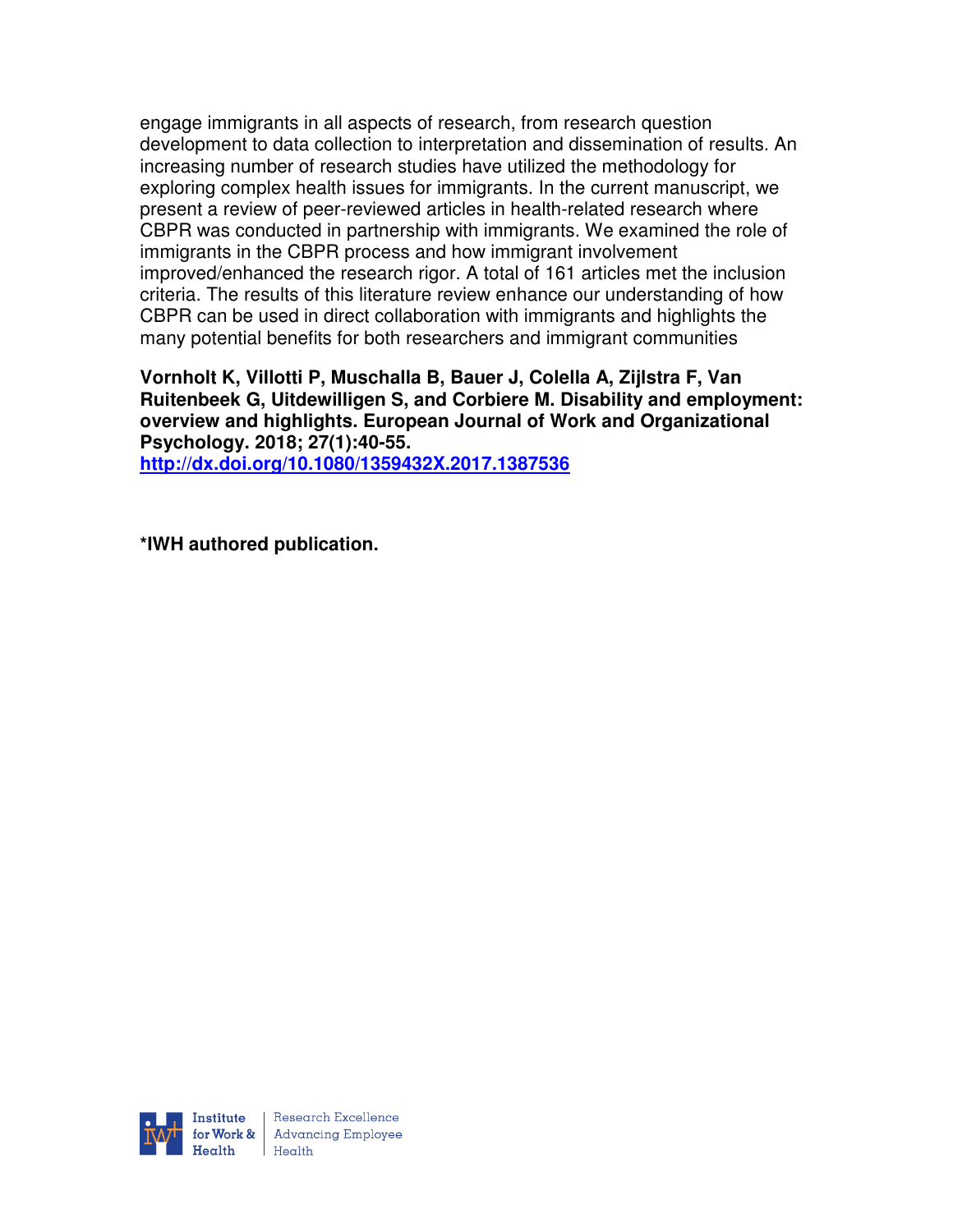engage immigrants in all aspects of research, from research question development to data collection to interpretation and dissemination of results. An increasing number of research studies have utilized the methodology for exploring complex health issues for immigrants. In the current manuscript, we present a review of peer-reviewed articles in health-related research where CBPR was conducted in partnership with immigrants. We examined the role of immigrants in the CBPR process and how immigrant involvement improved/enhanced the research rigor. A total of 161 articles met the inclusion criteria. The results of this literature review enhance our understanding of how CBPR can be used in direct collaboration with immigrants and highlights the many potential benefits for both researchers and immigrant communities

**Vornholt K, Villotti P, Muschalla B, Bauer J, Colella A, Zijlstra F, Van Ruitenbeek G, Uitdewilligen S, and Corbiere M. Disability and employment: overview and highlights. European Journal of Work and Organizational Psychology. 2018; 27(1):40-55.**
**http://dx.doi.org/10.1080/1359432X.2017.1387536**

***IWH authored publication.**